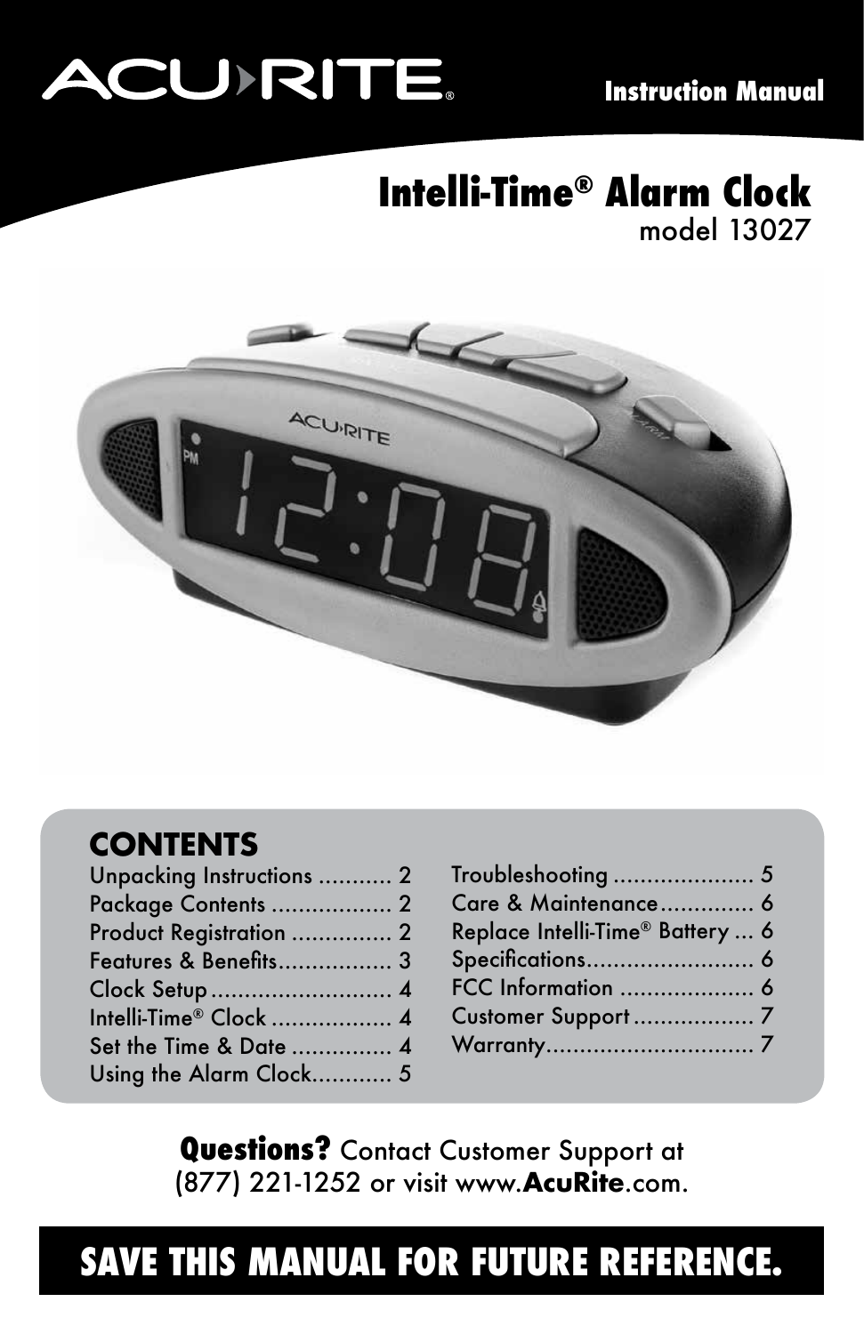ACU-RITE®

**Instruction Manual**

# Intelli-Time® Alarm Clock

model 13027

## CONTENTS

| | |
|---|---|
| Unpacking Instructions | 2 |
| Package Contents | 2 |
| Product Registration | 2 |
| Features & Benefits | 3 |
| Clock Setup | 4 |
| Intelli-Time® Clock | 4 |
| Set the Time & Date | 4 |
| Using the Alarm Clock | 5 |
| Troubleshooting | 5 |
| Care & Maintenance | 6 |
| Replace Intelli-Time® Battery | 6 |
| Specifications | 6 |
| FCC Information | 6 |
| Customer Support | 7 |
| Warranty | 7 |

**Questions?** Contact Customer Support at (877) 221-1252 or visit www.**AcuRite**.com.

**SAVE THIS MANUAL FOR FUTURE REFERENCE.**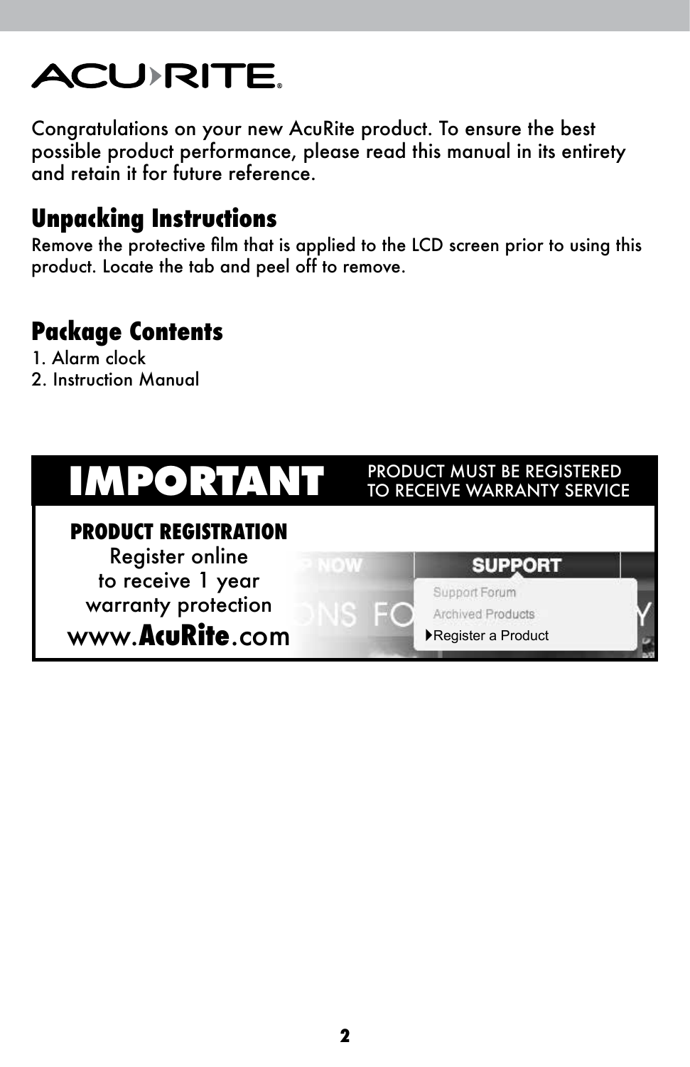ACU-RITE

Congratulations on your new AcuRite product. To ensure the best possible product performance, please read this manual in its entirety and retain it for future reference.

## Unpacking Instructions

Remove the protective film that is applied to the LCD screen prior to using this product. Locate the tab and peel off to remove.

## Package Contents

1. Alarm clock
2. Instruction Manual

## IMPORTANT

PRODUCT MUST BE REGISTERED TO RECEIVE WARRANTY SERVICE

**PRODUCT REGISTRATION**

Register online to receive 1 year warranty protection

www.**AcuRite**.com

SUPPORT

Support Forum

Archived Products

Register a Product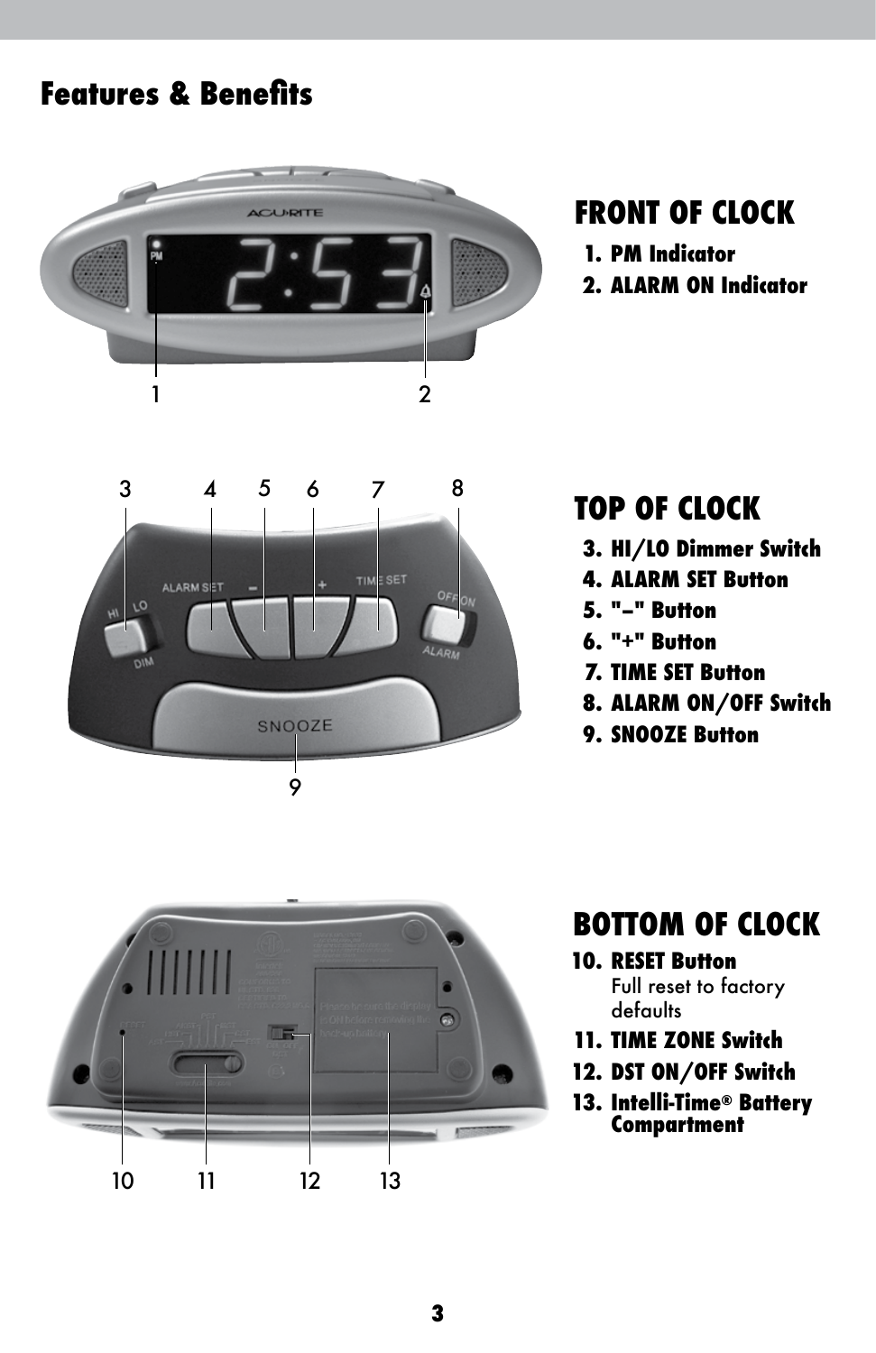# Features & Benefits

## FRONT OF CLOCK

1. **PM Indicator**
2. **ALARM ON Indicator**

## TOP OF CLOCK

3. **HI/LO Dimmer Switch**
4. **ALARM SET Button**
5. **"–" Button**
6. **"+" Button**
7. **TIME SET Button**
8. **ALARM ON/OFF Switch**
9. **SNOOZE Button**

## BOTTOM OF CLOCK

10. **RESET Button**
    Full reset to factory defaults
11. **TIME ZONE Switch**
12. **DST ON/OFF Switch**
13. **Intelli-Time® Battery Compartment**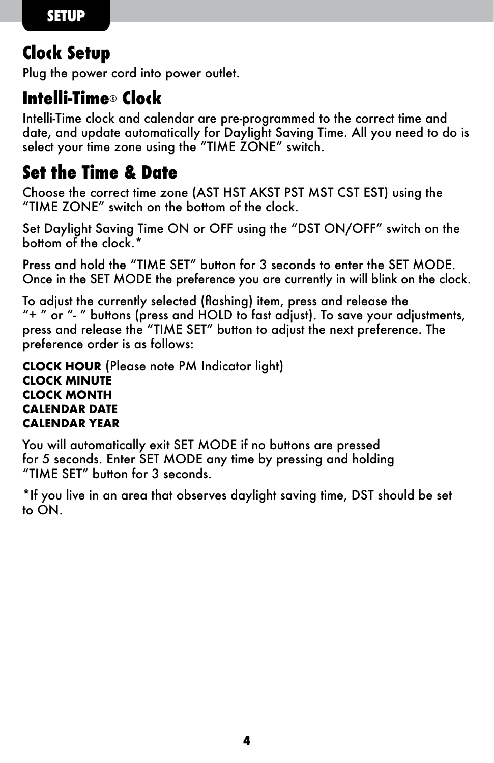## SETUP

## Clock Setup

Plug the power cord into power outlet.

## Intelli-Time® Clock

Intelli-Time clock and calendar are pre-programmed to the correct time and date, and update automatically for Daylight Saving Time. All you need to do is select your time zone using the “TIME ZONE” switch.

## Set the Time & Date

Choose the correct time zone (AST HST AKST PST MST CST EST) using the “TIME ZONE” switch on the bottom of the clock.

Set Daylight Saving Time ON or OFF using the “DST ON/OFF” switch on the bottom of the clock.*

Press and hold the “TIME SET” button for 3 seconds to enter the SET MODE. Once in the SET MODE the preference you are currently in will blink on the clock.

To adjust the currently selected (flashing) item, press and release the “+ ” or “- ” buttons (press and HOLD to fast adjust). To save your adjustments, press and release the “TIME SET” button to adjust the next preference. The preference order is as follows:

**CLOCK HOUR** (Please note PM Indicator light)
**CLOCK MINUTE**
**CLOCK MONTH**
**CALENDAR DATE**
**CALENDAR YEAR**

You will automatically exit SET MODE if no buttons are pressed for 5 seconds. Enter SET MODE any time by pressing and holding “TIME SET” button for 3 seconds.

*If you live in an area that observes daylight saving time, DST should be set to ON.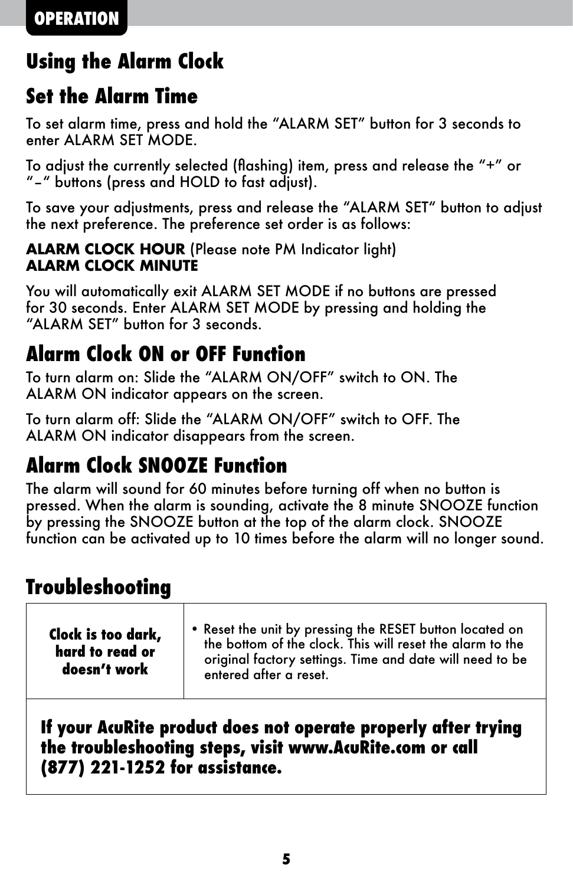**OPERATION**

# Using the Alarm Clock

## Set the Alarm Time

To set alarm time, press and hold the “ALARM SET” button for 3 seconds to enter ALARM SET MODE.

To adjust the currently selected (flashing) item, press and release the “+” or “–“ buttons (press and HOLD to fast adjust).

To save your adjustments, press and release the “ALARM SET“ button to adjust the next preference. The preference set order is as follows:

**ALARM CLOCK HOUR** (Please note PM Indicator light)
**ALARM CLOCK MINUTE**

You will automatically exit ALARM SET MODE if no buttons are pressed for 30 seconds. Enter ALARM SET MODE by pressing and holding the “ALARM SET” button for 3 seconds.

## Alarm Clock ON or OFF Function

To turn alarm on: Slide the “ALARM ON/OFF” switch to ON. The ALARM ON indicator appears on the screen.

To turn alarm off: Slide the “ALARM ON/OFF” switch to OFF. The ALARM ON indicator disappears from the screen.

## Alarm Clock SNOOZE Function

The alarm will sound for 60 minutes before turning off when no button is pressed. When the alarm is sounding, activate the 8 minute SNOOZE function by pressing the SNOOZE button at the top of the alarm clock. SNOOZE function can be activated up to 10 times before the alarm will no longer sound.

# Troubleshooting

| Problem | Solution |
| --- | --- |
| **Clock is too dark, hard to read or doesn’t work** | • Reset the unit by pressing the RESET button located on the bottom of the clock. This will reset the alarm to the original factory settings. Time and date will need to be entered after a reset. |

**If your AcuRite product does not operate properly after trying the troubleshooting steps, visit www.AcuRite.com or call (877) 221-1252 for assistance.**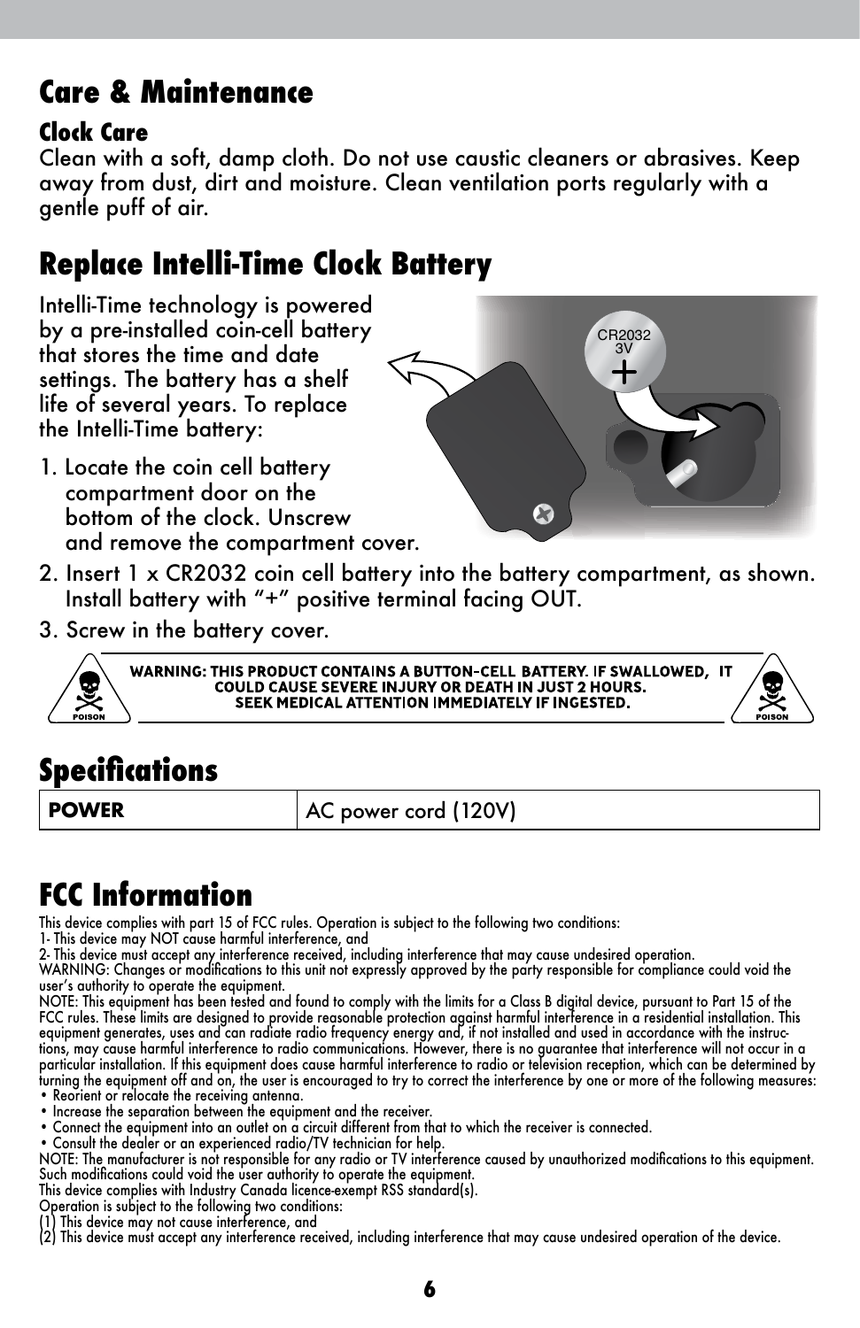# Care & Maintenance

### Clock Care

Clean with a soft, damp cloth. Do not use caustic cleaners or abrasives. Keep away from dust, dirt and moisture. Clean ventilation ports regularly with a gentle puff of air.

# Replace Intelli-Time Clock Battery

Intelli-Time technology is powered by a pre-installed coin-cell battery that stores the time and date settings. The battery has a shelf life of several years. To replace the Intelli-Time battery:

1. Locate the coin cell battery compartment door on the bottom of the clock. Unscrew and remove the compartment cover.
2. Insert 1 x CR2032 coin cell battery into the battery compartment, as shown. Install battery with "+" positive terminal facing OUT.
3. Screw in the battery cover.

**WARNING: THIS PRODUCT CONTAINS A BUTTON-CELL BATTERY. IF SWALLOWED, IT COULD CAUSE SEVERE INJURY OR DEATH IN JUST 2 HOURS. SEEK MEDICAL ATTENTION IMMEDIATELY IF INGESTED.**

# Specifications

| POWER | AC power cord (120V) |
| --- | --- |

# FCC Information

This device complies with part 15 of FCC rules. Operation is subject to the following two conditions:
1- This device may NOT cause harmful interference, and
2- This device must accept any interference received, including interference that may cause undesired operation.
WARNING: Changes or modifications to this unit not expressly approved by the party responsible for compliance could void the user's authority to operate the equipment.
NOTE: This equipment has been tested and found to comply with the limits for a Class B digital device, pursuant to Part 15 of the FCC rules. These limits are designed to provide reasonable protection against harmful interference in a residential installation. This equipment generates, uses and can radiate radio frequency energy and, if not installed and used in accordance with the instructions, may cause harmful interference to radio communications. However, there is no guarantee that interference will not occur in a particular installation. If this equipment does cause harmful interference to radio or television reception, which can be determined by turning the equipment off and on, the user is encouraged to try to correct the interference by one or more of the following measures:

- Reorient or relocate the receiving antenna.
- Increase the separation between the equipment and the receiver.
- Connect the equipment into an outlet on a circuit different from that to which the receiver is connected.
- Consult the dealer or an experienced radio/TV technician for help.

NOTE: The manufacturer is not responsible for any radio or TV interference caused by unauthorized modifications to this equipment. Such modifications could void the user authority to operate the equipment.
This device complies with Industry Canada licence-exempt RSS standard(s).
Operation is subject to the following two conditions:
(1) This device may not cause interference, and
(2) This device must accept any interference received, including interference that may cause undesired operation of the device.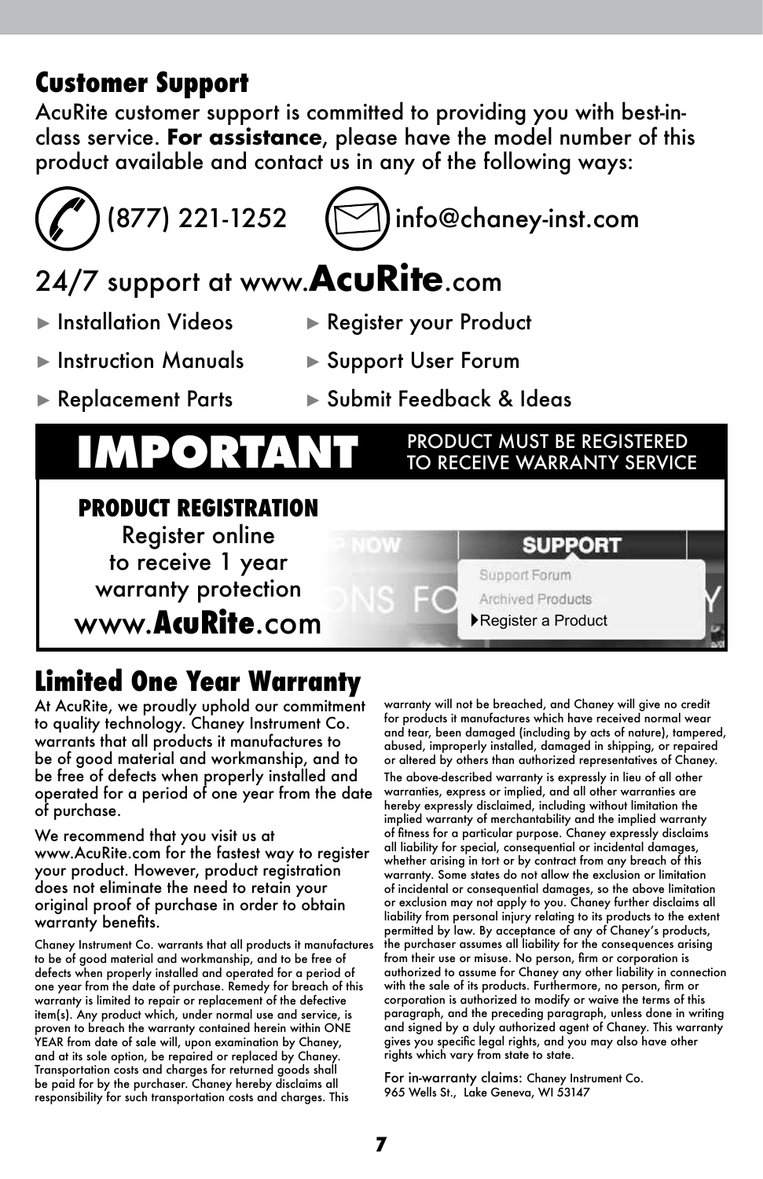## Customer Support

AcuRite customer support is committed to providing you with best-in-class service. **For assistance**, please have the model number of this product available and contact us in any of the following ways:

(877) 221-1252 info@chaney-inst.com

24/7 support at www.**AcuRite**.com

- Installation Videos
- Instruction Manuals
- Replacement Parts
- Register your Product
- Support User Forum
- Submit Feedback & Ideas

## IMPORTANT

PRODUCT MUST BE REGISTERED TO RECEIVE WARRANTY SERVICE

**PRODUCT REGISTRATION**

Register online to receive 1 year warranty protection

www.**AcuRite**.com

SUPPORT

Support Forum

Archived Products

▸Register a Product

## Limited One Year Warranty

At AcuRite, we proudly uphold our commitment to quality technology. Chaney Instrument Co. warrants that all products it manufactures to be of good material and workmanship, and to be free of defects when properly installed and operated for a period of one year from the date of purchase.

We recommend that you visit us at www.AcuRite.com for the fastest way to register your product. However, product registration does not eliminate the need to retain your original proof of purchase in order to obtain warranty benefits.

Chaney Instrument Co. warrants that all products it manufactures to be of good material and workmanship, and to be free of defects when properly installed and operated for a period of one year from the date of purchase. Remedy for breach of this warranty is limited to repair or replacement of the defective item(s). Any product which, under normal use and service, is proven to breach the warranty contained herein within ONE YEAR from date of sale will, upon examination by Chaney, and at its sole option, be repaired or replaced by Chaney. Transportation costs and charges for returned goods shall be paid for by the purchaser. Chaney hereby disclaims all responsibility for such transportation costs and charges. This warranty will not be breached, and Chaney will give no credit for products it manufactures which have received normal wear and tear, been damaged (including by acts of nature), tampered, abused, improperly installed, damaged in shipping, or repaired or altered by others than authorized representatives of Chaney.

The above-described warranty is expressly in lieu of all other warranties, express or implied, and all other warranties are hereby expressly disclaimed, including without limitation the implied warranty of merchantability and the implied warranty of fitness for a particular purpose. Chaney expressly disclaims all liability for special, consequential or incidental damages, whether arising in tort or by contract from any breach of this warranty. Some states do not allow the exclusion or limitation of incidental or consequential damages, so the above limitation or exclusion may not apply to you. Chaney further disclaims all liability from personal injury relating to its products to the extent permitted by law. By acceptance of any of Chaney's products, the purchaser assumes all liability for the consequences arising from their use or misuse. No person, firm or corporation is authorized to assume for Chaney any other liability in connection with the sale of its products. Furthermore, no person, firm or corporation is authorized to modify or waive the terms of this paragraph, and the preceding paragraph, unless done in writing and signed by a duly authorized agent of Chaney. This warranty gives you specific legal rights, and you may also have other rights which vary from state to state.

For in-warranty claims: Chaney Instrument Co.
965 Wells St., Lake Geneva, WI 53147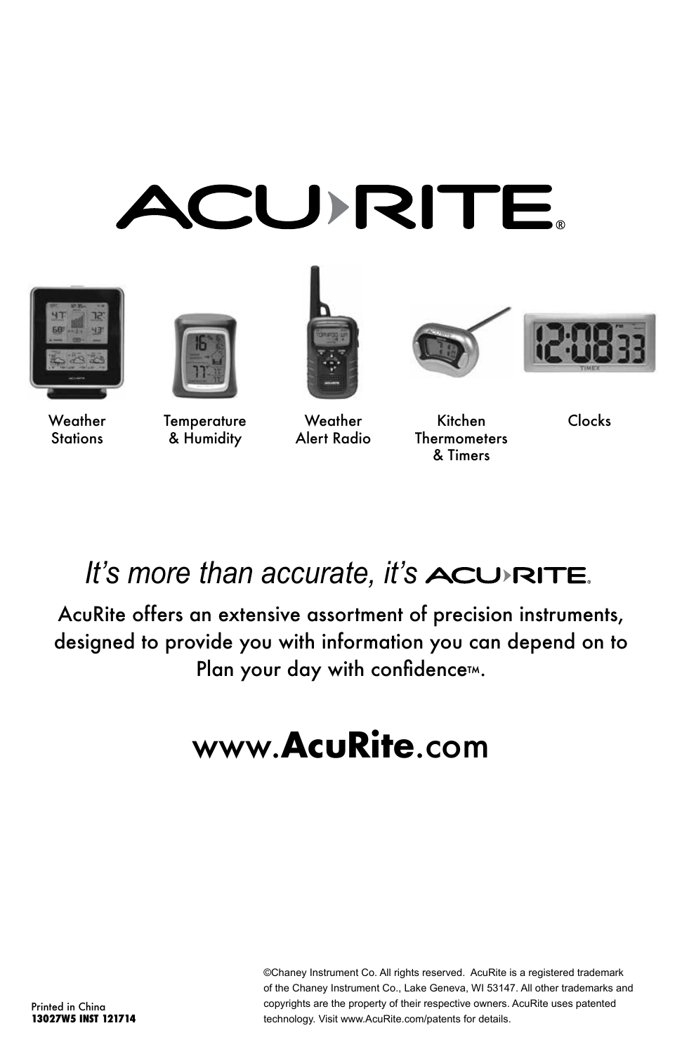# ACU-RITE®

Weather Stations

Temperature & Humidity

Weather Alert Radio

Kitchen Thermometers & Timers

Clocks

*It's more than accurate, it's* ACU-RITE®

AcuRite offers an extensive assortment of precision instruments, designed to provide you with information you can depend on to Plan your day with confidence™.

## www.**AcuRite**.com

Printed in China
**13027W5 INST 121714**

©Chaney Instrument Co. All rights reserved. AcuRite is a registered trademark of the Chaney Instrument Co., Lake Geneva, WI 53147. All other trademarks and copyrights are the property of their respective owners. AcuRite uses patented technology. Visit www.AcuRite.com/patents for details.